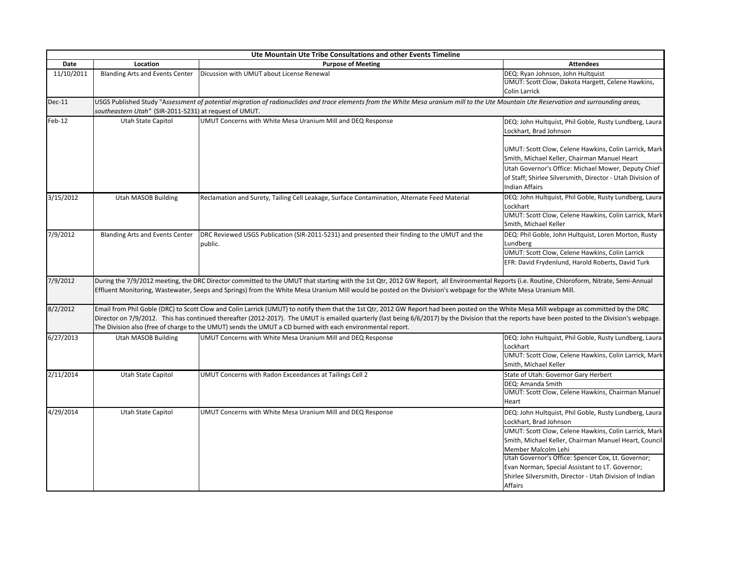| Ute Mountain Ute Tribe Consultations and other Events Timeline | | | |
|---|---|---|---|
| **Date** | **Location** | **Purpose of Meeting** | **Attendees** |
| 11/10/2011 | Blanding Arts and Events Center | Dicussion with UMUT about License Renewal | DEQ: Ryan Johnson, John Hultquist<br>UMUT: Scott Clow, Dakota Hargett, Celene Hawkins, Colin Larrick |
| Dec-11 | USGS Published Study "*Assessment of potential migration of radionuclides and trace elements from the White Mesa uranium mill to the Ute Mountain Ute Reservation and surrounding areas, southeastern Utah"* (SIR-2011-5231) at request of UMUT. | | |
| Feb-12 | Utah State Capitol | UMUT Concerns with White Mesa Uranium Mill and DEQ Response | DEQ: John Hultquist, Phil Goble, Rusty Lundberg, Laura Lockhart, Brad Johnson<br>UMUT: Scott Clow, Celene Hawkins, Colin Larrick, Mark Smith, Michael Keller, Chairman Manuel Heart<br>Utah Governor's Office: Michael Mower, Deputy Chief of Staff; Shirlee Silversmith, Director - Utah Division of Indian Affairs |
| 3/15/2012 | Utah MASOB Building | Reclamation and Surety, Tailing Cell Leakage, Surface Contamination, Alternate Feed Material | DEQ: John Hultquist, Phil Goble, Rusty Lundberg, Laura Lockhart<br>UMUT: Scott Clow, Celene Hawkins, Colin Larrick, Mark Smith, Michael Keller |
| 7/9/2012 | Blanding Arts and Events Center | DRC Reviewed USGS Publication (SIR-2011-5231) and presented their finding to the UMUT and the public. | DEQ: Phil Goble, John Hultquist, Loren Morton, Rusty Lundberg<br>UMUT: Scott Clow, Celene Hawkins, Colin Larrick<br>EFR: David Frydenlund, Harold Roberts, David Turk |
| 7/9/2012 | During the 7/9/2012 meeting, the DRC Director committed to the UMUT that starting with the 1st Qtr, 2012 GW Report, all Environmental Reports (i.e. Routine, Chloroform, Nitrate, Semi-Annual Effluent Monitoring, Wastewater, Seeps and Springs) from the White Mesa Uranium Mill would be posted on the Division's webpage for the White Mesa Uranium Mill. | | |
| 8/2/2012 | Email from Phil Goble (DRC) to Scott Clow and Colin Larrick (UMUT) to notify them that the 1st Qtr, 2012 GW Report had been posted on the White Mesa Mill webpage as committed by the DRC Director on 7/9/2012. This has continued thereafter (2012-2017). The UMUT is emailed quarterly (last being 6/6/2017) by the Division that the reports have been posted to the Division's webpage. The Division also (free of charge to the UMUT) sends the UMUT a CD burned with each environmental report. | | |
| 6/27/2013 | Utah MASOB Building | UMUT Concerns with White Mesa Uranium Mill and DEQ Response | DEQ: John Hultquist, Phil Goble, Rusty Lundberg, Laura Lockhart<br>UMUT: Scott Clow, Celene Hawkins, Colin Larrick, Mark Smith, Michael Keller |
| 2/11/2014 | Utah State Capitol | UMUT Concerns with Radon Exceedances at Tailings Cell 2 | State of Utah: Governor Gary Herbert<br>DEQ: Amanda Smith<br>UMUT: Scott Clow, Celene Hawkins, Chairman Manuel Heart |
| 4/29/2014 | Utah State Capitol | UMUT Concerns with White Mesa Uranium Mill and DEQ Response | DEQ: John Hultquist, Phil Goble, Rusty Lundberg, Laura Lockhart, Brad Johnson<br>UMUT: Scott Clow, Celene Hawkins, Colin Larrick, Mark Smith, Michael Keller, Chairman Manuel Heart, Council Member Malcolm Lehi<br>Utah Governor's Office: Spencer Cox, Lt. Governor; Evan Norman, Special Assistant to LT. Governor; Shirlee Silversmith, Director - Utah Division of Indian Affairs |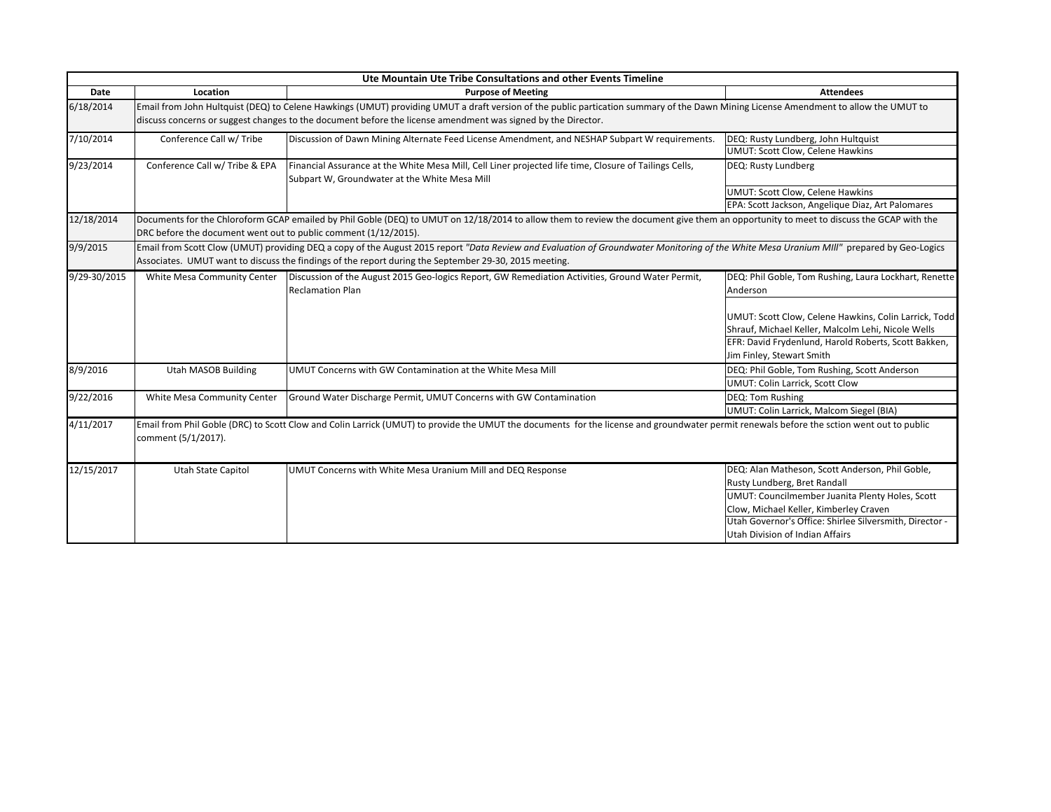| Ute Mountain Ute Tribe Consultations and other Events Timeline | | | |
|---|---|---|---|
| **Date** | **Location** | **Purpose of Meeting** | **Attendees** |
| 6/18/2014 | Email from John Hultquist (DEQ) to Celene Hawkings (UMUT) providing UMUT a draft version of the public partication summary of the Dawn Mining License Amendment to allow the UMUT to discuss concerns or suggest changes to the document before the license amendment was signed by the Director. | | |
| 7/10/2014 | Conference Call w/ Tribe | Discussion of Dawn Mining Alternate Feed License Amendment, and NESHAP Subpart W requirements. | DEQ: Rusty Lundberg, John Hultquist<br>UMUT: Scott Clow, Celene Hawkins |
| 9/23/2014 | Conference Call w/ Tribe & EPA | Financial Assurance at the White Mesa Mill, Cell Liner projected life time, Closure of Tailings Cells, Subpart W, Groundwater at the White Mesa Mill | DEQ: Rusty Lundberg<br>UMUT: Scott Clow, Celene Hawkins<br>EPA: Scott Jackson, Angelique Diaz, Art Palomares |
| 12/18/2014 | Documents for the Chloroform GCAP emailed by Phil Goble (DEQ) to UMUT on 12/18/2014 to allow them to review the document give them an opportunity to meet to discuss the GCAP with the DRC before the document went out to public comment (1/12/2015). | | |
| 9/9/2015 | Email from Scott Clow (UMUT) providing DEQ a copy of the August 2015 report *"Data Review and Evaluation of Groundwater Monitoring of the White Mesa Uranium MIll"* prepared by Geo-Logics Associates. UMUT want to discuss the findings of the report during the September 29-30, 2015 meeting. | | |
| 9/29-30/2015 | White Mesa Community Center | Discussion of the August 2015 Geo-logics Report, GW Remediation Activities, Ground Water Permit, Reclamation Plan | DEQ: Phil Goble, Tom Rushing, Laura Lockhart, Renette Anderson<br>UMUT: Scott Clow, Celene Hawkins, Colin Larrick, Todd Shrauf, Michael Keller, Malcolm Lehi, Nicole Wells<br>EFR: David Frydenlund, Harold Roberts, Scott Bakken, Jim Finley, Stewart Smith |
| 8/9/2016 | Utah MASOB Building | UMUT Concerns with GW Contamination at the White Mesa Mill | DEQ: Phil Goble, Tom Rushing, Scott Anderson<br>UMUT: Colin Larrick, Scott Clow |
| 9/22/2016 | White Mesa Community Center | Ground Water Discharge Permit, UMUT Concerns with GW Contamination | DEQ: Tom Rushing<br>UMUT: Colin Larrick, Malcom Siegel (BIA) |
| 4/11/2017 | Email from Phil Goble (DRC) to Scott Clow and Colin Larrick (UMUT) to provide the UMUT the documents for the license and groundwater permit renewals before the sction went out to public comment (5/1/2017). | | |
| 12/15/2017 | Utah State Capitol | UMUT Concerns with White Mesa Uranium Mill and DEQ Response | DEQ: Alan Matheson, Scott Anderson, Phil Goble, Rusty Lundberg, Bret Randall<br>UMUT: Councilmember Juanita Plenty Holes, Scott Clow, Michael Keller, Kimberley Craven<br>Utah Governor's Office: Shirlee Silversmith, Director - Utah Division of Indian Affairs |